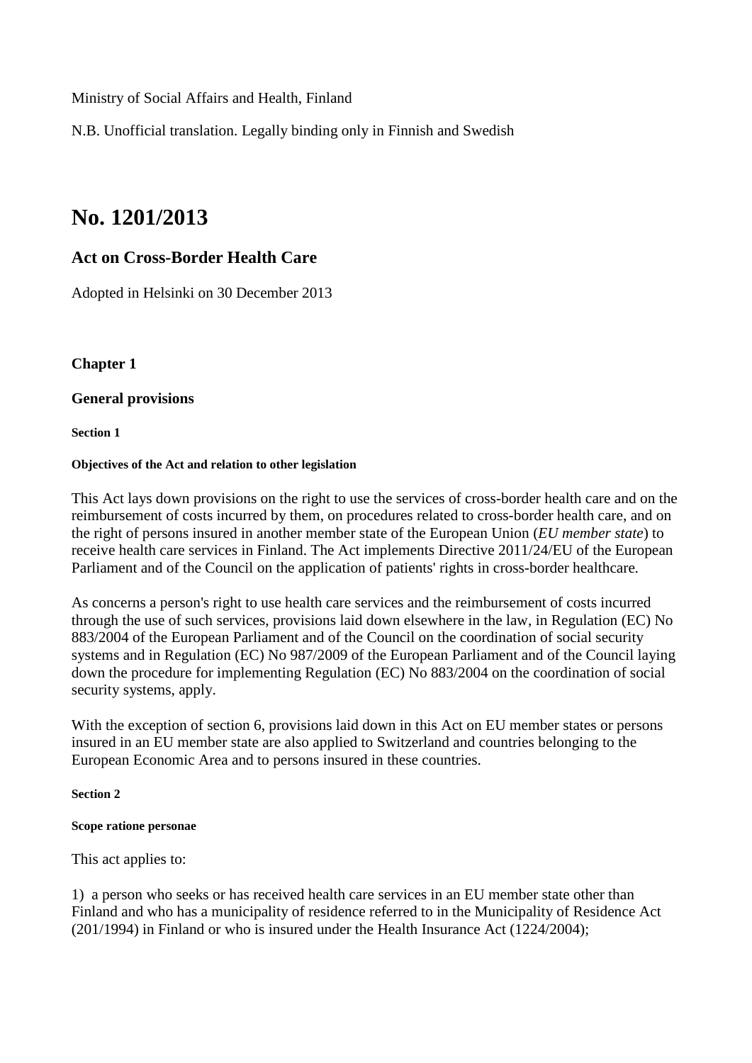Ministry of Social Affairs and Health, Finland

N.B. Unofficial translation. Legally binding only in Finnish and Swedish

# No. 1201/2013

## Act on Cross-Border Health Care

Adopted in Helsinki on 30 December 2013

### Chapter 1

### General provisions

#### Section 1

#### Objectives of the Act and relation to other legislation

This Act lays down provisions on the right to use the services of cross-border health care and on the reimbursement of costs incurred by them, on procedures related to cross-border health care, and on the right of persons insured in another member state of the European Union (*EU member state*) to receive health care services in Finland. The Act implements Directive 2011/24/EU of the European Parliament and of the Council on the application of patients' rights in cross-border healthcare.

As concerns a person's right to use health care services and the reimbursement of costs incurred through the use of such services, provisions laid down elsewhere in the law, in Regulation (EC) No 883/2004 of the European Parliament and of the Council on the coordination of social security systems and in Regulation (EC) No 987/2009 of the European Parliament and of the Council laying down the procedure for implementing Regulation (EC) No 883/2004 on the coordination of social security systems, apply.

With the exception of section 6, provisions laid down in this Act on EU member states or persons insured in an EU member state are also applied to Switzerland and countries belonging to the European Economic Area and to persons insured in these countries.

#### Section 2

#### Scope ratione personae

This act applies to:

1) a person who seeks or has received health care services in an EU member state other than Finland and who has a municipality of residence referred to in the Municipality of Residence Act (201/1994) in Finland or who is insured under the Health Insurance Act (1224/2004);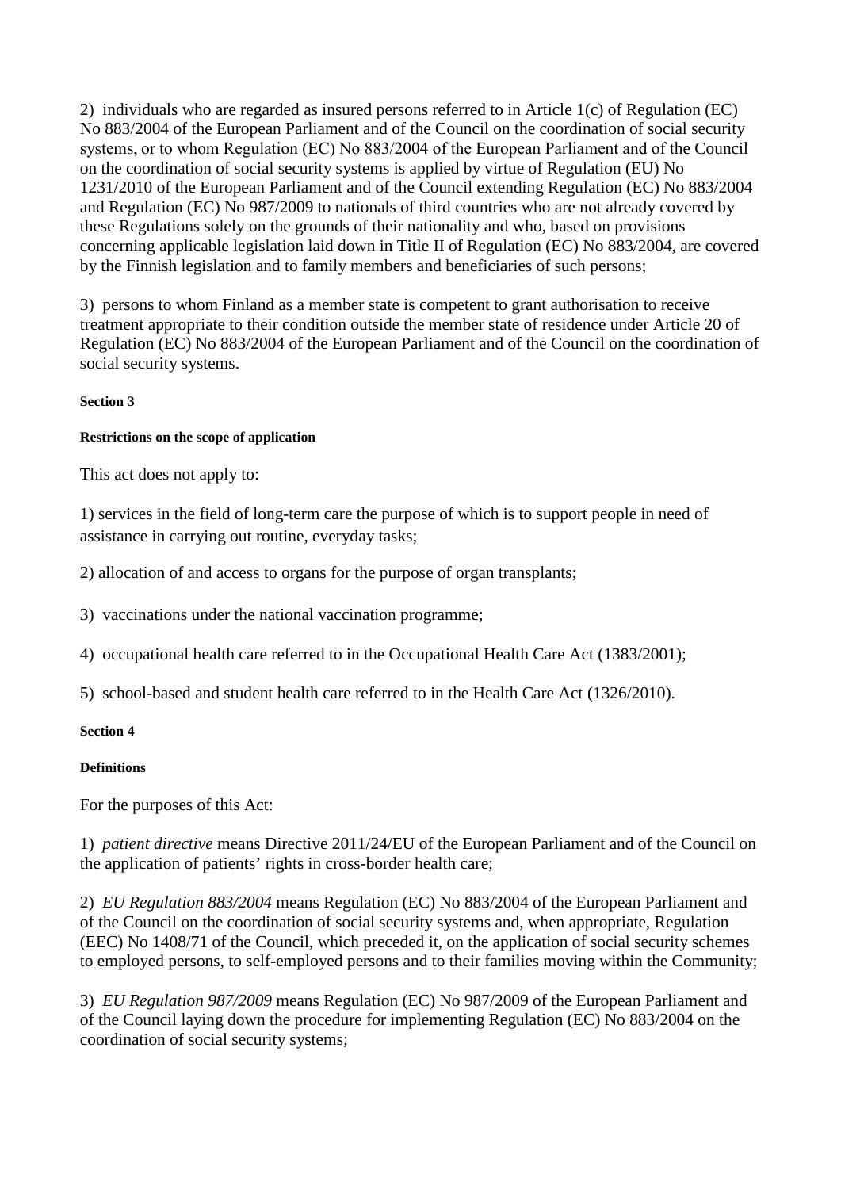2) individuals who are regarded as insured persons referred to in Article 1(c) of Regulation (EC) No 883/2004 of the European Parliament and of the Council on the coordination of social security systems, or to whom Regulation (EC) No 883/2004 of the European Parliament and of the Council on the coordination of social security systems is applied by virtue of Regulation (EU) No 1231/2010 of the European Parliament and of the Council extending Regulation (EC) No 883/2004 and Regulation (EC) No 987/2009 to nationals of third countries who are not already covered by these Regulations solely on the grounds of their nationality and who, based on provisions concerning applicable legislation laid down in Title II of Regulation (EC) No 883/2004, are covered by the Finnish legislation and to family members and beneficiaries of such persons;

3) persons to whom Finland as a member state is competent to grant authorisation to receive treatment appropriate to their condition outside the member state of residence under Article 20 of Regulation (EC) No 883/2004 of the European Parliament and of the Council on the coordination of social security systems.

**Section 3**

**Restrictions on the scope of application**

This act does not apply to:

1) services in the field of long-term care the purpose of which is to support people in need of assistance in carrying out routine, everyday tasks;

2) allocation of and access to organs for the purpose of organ transplants;

3) vaccinations under the national vaccination programme;

4) occupational health care referred to in the Occupational Health Care Act (1383/2001);

5) school-based and student health care referred to in the Health Care Act (1326/2010).

**Section 4**

**Definitions**

For the purposes of this Act:

1) *patient directive* means Directive 2011/24/EU of the European Parliament and of the Council on the application of patients' rights in cross-border health care;

2) *EU Regulation 883/2004* means Regulation (EC) No 883/2004 of the European Parliament and of the Council on the coordination of social security systems and, when appropriate, Regulation (EEC) No 1408/71 of the Council, which preceded it, on the application of social security schemes to employed persons, to self-employed persons and to their families moving within the Community;

3) *EU Regulation 987/2009* means Regulation (EC) No 987/2009 of the European Parliament and of the Council laying down the procedure for implementing Regulation (EC) No 883/2004 on the coordination of social security systems;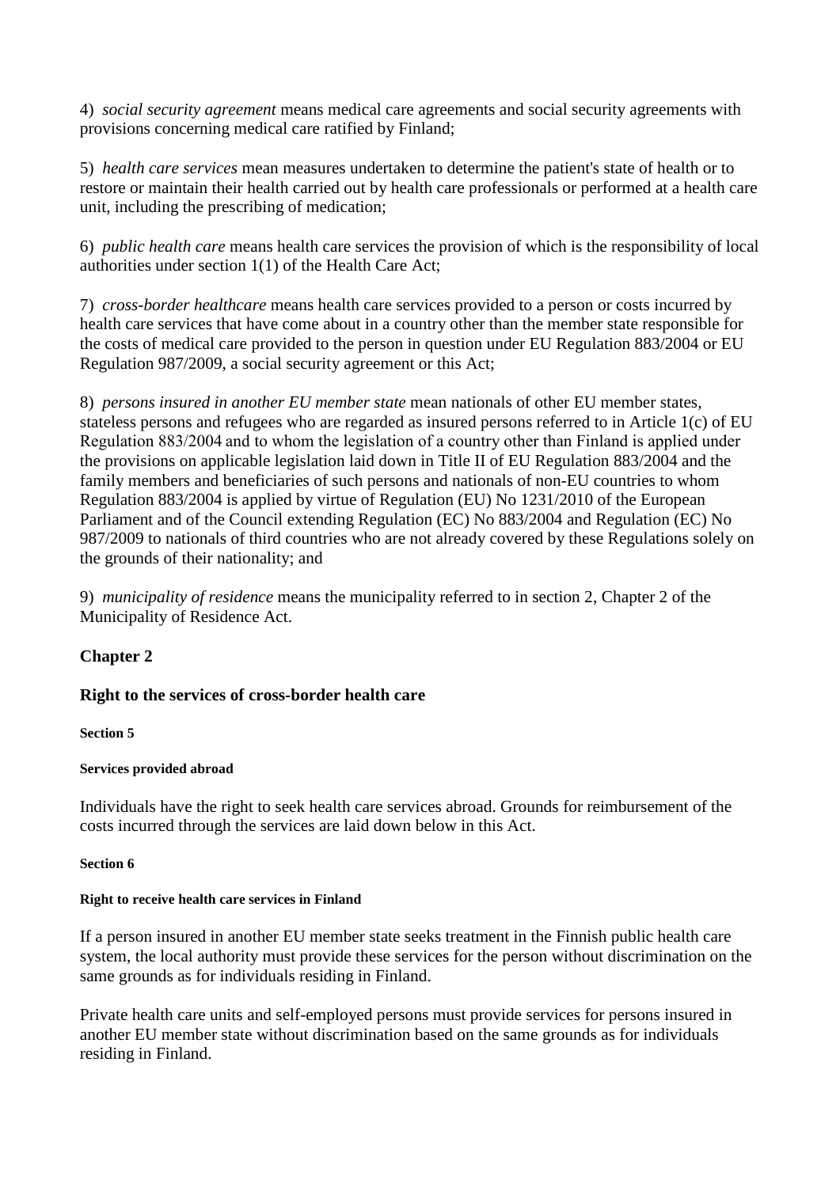4) *social security agreement* means medical care agreements and social security agreements with provisions concerning medical care ratified by Finland;

5) *health care services* mean measures undertaken to determine the patient's state of health or to restore or maintain their health carried out by health care professionals or performed at a health care unit, including the prescribing of medication;

6) *public health care* means health care services the provision of which is the responsibility of local authorities under section 1(1) of the Health Care Act;

7) *cross-border healthcare* means health care services provided to a person or costs incurred by health care services that have come about in a country other than the member state responsible for the costs of medical care provided to the person in question under EU Regulation 883/2004 or EU Regulation 987/2009, a social security agreement or this Act;

8) *persons insured in another EU member state* mean nationals of other EU member states, stateless persons and refugees who are regarded as insured persons referred to in Article 1(c) of EU Regulation 883/2004 and to whom the legislation of a country other than Finland is applied under the provisions on applicable legislation laid down in Title II of EU Regulation 883/2004 and the family members and beneficiaries of such persons and nationals of non-EU countries to whom Regulation 883/2004 is applied by virtue of Regulation (EU) No 1231/2010 of the European Parliament and of the Council extending Regulation (EC) No 883/2004 and Regulation (EC) No 987/2009 to nationals of third countries who are not already covered by these Regulations solely on the grounds of their nationality; and

9) *municipality of residence* means the municipality referred to in section 2, Chapter 2 of the Municipality of Residence Act.

## Chapter 2

## Right to the services of cross-border health care

#### Section 5

#### Services provided abroad

Individuals have the right to seek health care services abroad. Grounds for reimbursement of the costs incurred through the services are laid down below in this Act.

#### Section 6

#### Right to receive health care services in Finland

If a person insured in another EU member state seeks treatment in the Finnish public health care system, the local authority must provide these services for the person without discrimination on the same grounds as for individuals residing in Finland.

Private health care units and self-employed persons must provide services for persons insured in another EU member state without discrimination based on the same grounds as for individuals residing in Finland.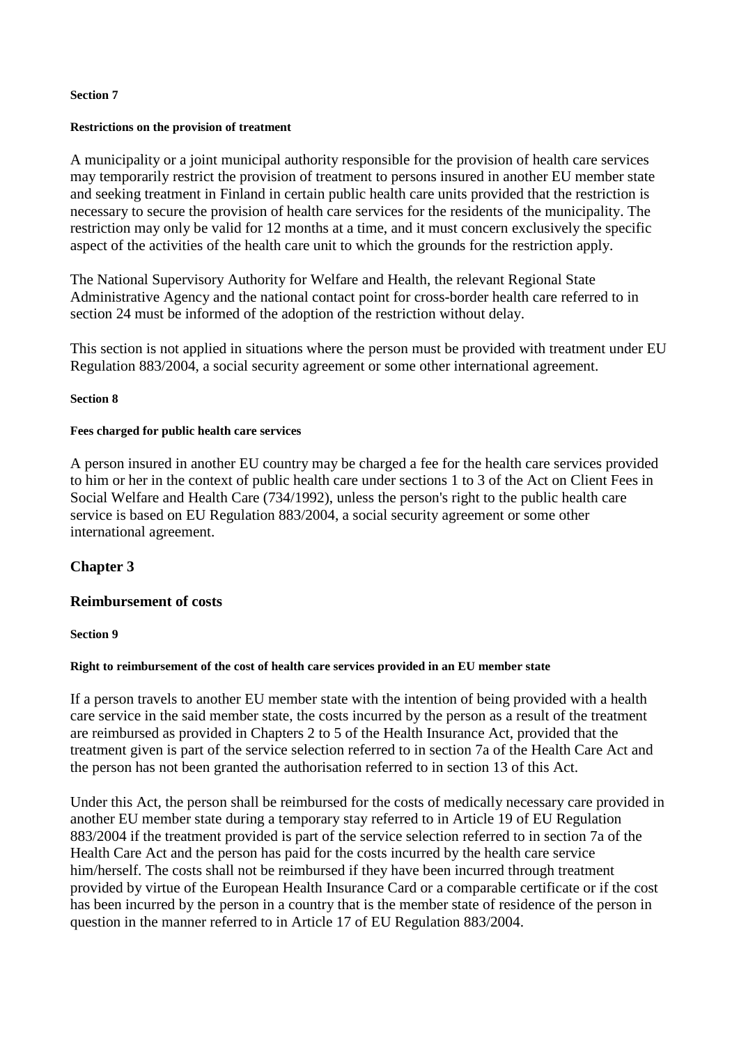#### Section 7

#### Restrictions on the provision of treatment

A municipality or a joint municipal authority responsible for the provision of health care services may temporarily restrict the provision of treatment to persons insured in another EU member state and seeking treatment in Finland in certain public health care units provided that the restriction is necessary to secure the provision of health care services for the residents of the municipality. The restriction may only be valid for 12 months at a time, and it must concern exclusively the specific aspect of the activities of the health care unit to which the grounds for the restriction apply.

The National Supervisory Authority for Welfare and Health, the relevant Regional State Administrative Agency and the national contact point for cross-border health care referred to in section 24 must be informed of the adoption of the restriction without delay.

This section is not applied in situations where the person must be provided with treatment under EU Regulation 883/2004, a social security agreement or some other international agreement.

#### Section 8

#### Fees charged for public health care services

A person insured in another EU country may be charged a fee for the health care services provided to him or her in the context of public health care under sections 1 to 3 of the Act on Client Fees in Social Welfare and Health Care (734/1992), unless the person's right to the public health care service is based on EU Regulation 883/2004, a social security agreement or some other international agreement.

## Chapter 3

## Reimbursement of costs

#### Section 9

#### Right to reimbursement of the cost of health care services provided in an EU member state

If a person travels to another EU member state with the intention of being provided with a health care service in the said member state, the costs incurred by the person as a result of the treatment are reimbursed as provided in Chapters 2 to 5 of the Health Insurance Act, provided that the treatment given is part of the service selection referred to in section 7a of the Health Care Act and the person has not been granted the authorisation referred to in section 13 of this Act.

Under this Act, the person shall be reimbursed for the costs of medically necessary care provided in another EU member state during a temporary stay referred to in Article 19 of EU Regulation 883/2004 if the treatment provided is part of the service selection referred to in section 7a of the Health Care Act and the person has paid for the costs incurred by the health care service him/herself. The costs shall not be reimbursed if they have been incurred through treatment provided by virtue of the European Health Insurance Card or a comparable certificate or if the cost has been incurred by the person in a country that is the member state of residence of the person in question in the manner referred to in Article 17 of EU Regulation 883/2004.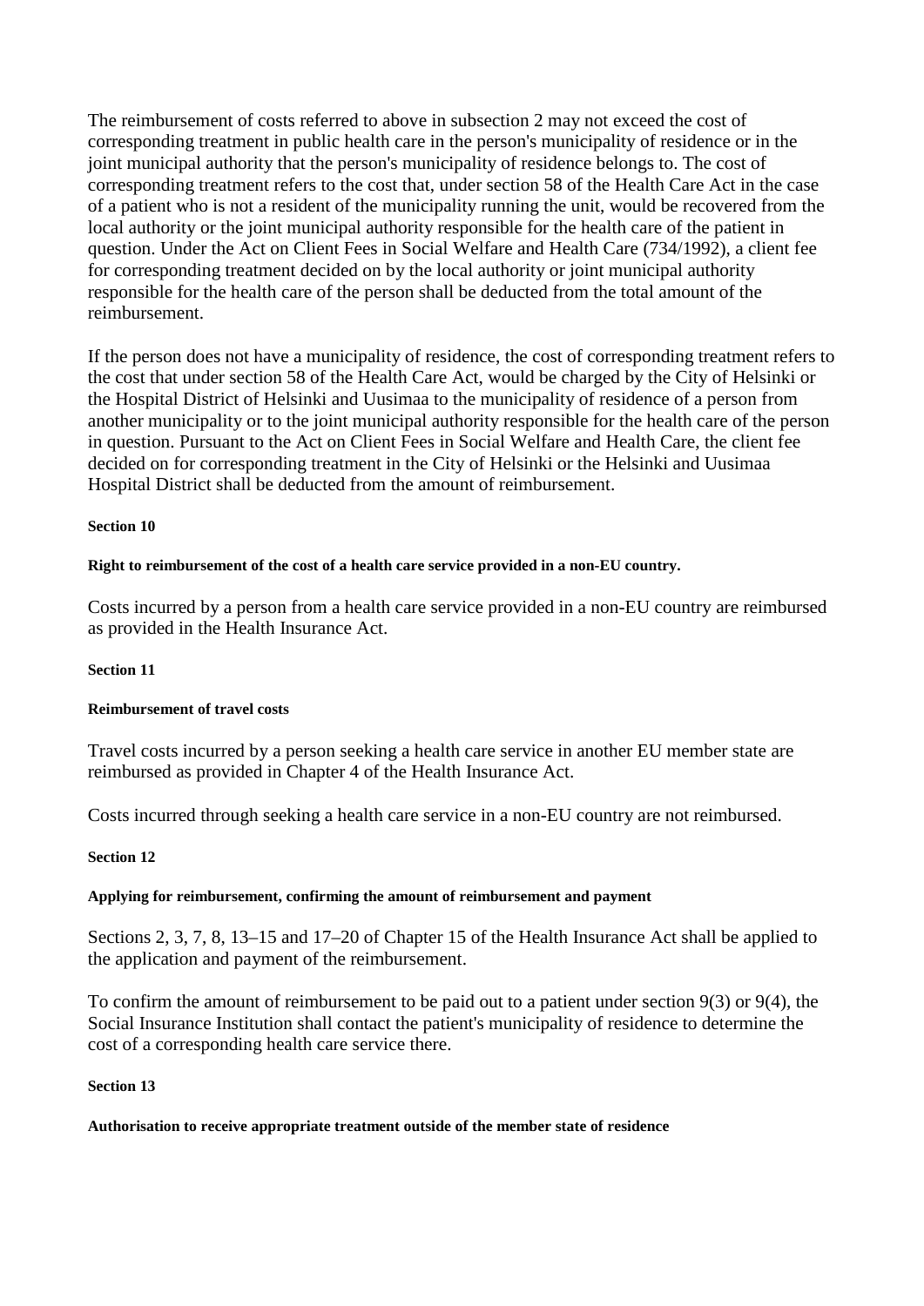The reimbursement of costs referred to above in subsection 2 may not exceed the cost of corresponding treatment in public health care in the person's municipality of residence or in the joint municipal authority that the person's municipality of residence belongs to. The cost of corresponding treatment refers to the cost that, under section 58 of the Health Care Act in the case of a patient who is not a resident of the municipality running the unit, would be recovered from the local authority or the joint municipal authority responsible for the health care of the patient in question. Under the Act on Client Fees in Social Welfare and Health Care (734/1992), a client fee for corresponding treatment decided on by the local authority or joint municipal authority responsible for the health care of the person shall be deducted from the total amount of the reimbursement.

If the person does not have a municipality of residence, the cost of corresponding treatment refers to the cost that under section 58 of the Health Care Act, would be charged by the City of Helsinki or the Hospital District of Helsinki and Uusimaa to the municipality of residence of a person from another municipality or to the joint municipal authority responsible for the health care of the person in question. Pursuant to the Act on Client Fees in Social Welfare and Health Care, the client fee decided on for corresponding treatment in the City of Helsinki or the Helsinki and Uusimaa Hospital District shall be deducted from the amount of reimbursement.

**Section 10**

**Right to reimbursement of the cost of a health care service provided in a non-EU country.**

Costs incurred by a person from a health care service provided in a non-EU country are reimbursed as provided in the Health Insurance Act.

**Section 11**

**Reimbursement of travel costs**

Travel costs incurred by a person seeking a health care service in another EU member state are reimbursed as provided in Chapter 4 of the Health Insurance Act.

Costs incurred through seeking a health care service in a non-EU country are not reimbursed.

**Section 12**

**Applying for reimbursement, confirming the amount of reimbursement and payment**

Sections 2, 3, 7, 8, 13–15 and 17–20 of Chapter 15 of the Health Insurance Act shall be applied to the application and payment of the reimbursement.

To confirm the amount of reimbursement to be paid out to a patient under section 9(3) or 9(4), the Social Insurance Institution shall contact the patient's municipality of residence to determine the cost of a corresponding health care service there.

**Section 13**

**Authorisation to receive appropriate treatment outside of the member state of residence**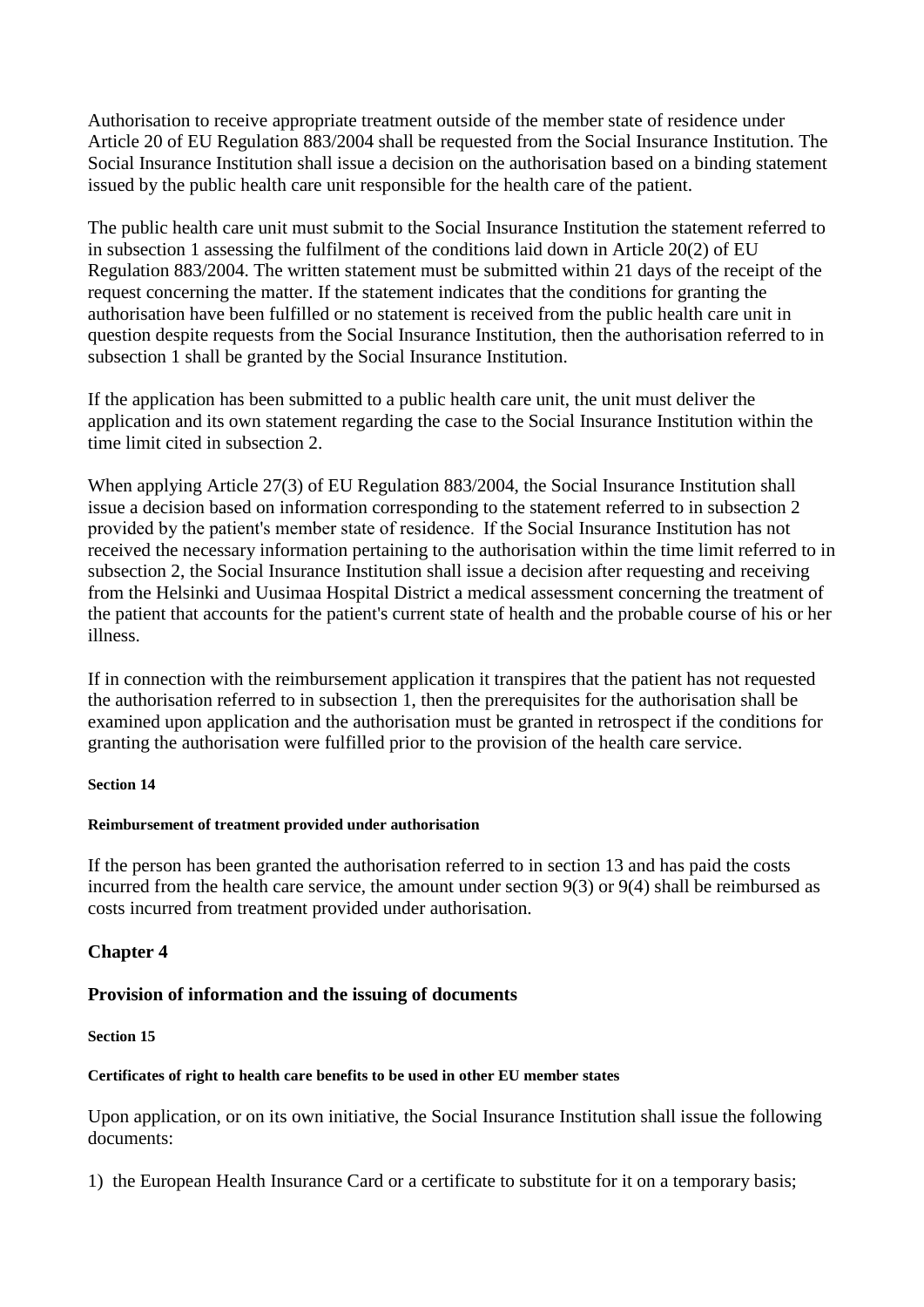Authorisation to receive appropriate treatment outside of the member state of residence under Article 20 of EU Regulation 883/2004 shall be requested from the Social Insurance Institution. The Social Insurance Institution shall issue a decision on the authorisation based on a binding statement issued by the public health care unit responsible for the health care of the patient.

The public health care unit must submit to the Social Insurance Institution the statement referred to in subsection 1 assessing the fulfilment of the conditions laid down in Article 20(2) of EU Regulation 883/2004. The written statement must be submitted within 21 days of the receipt of the request concerning the matter. If the statement indicates that the conditions for granting the authorisation have been fulfilled or no statement is received from the public health care unit in question despite requests from the Social Insurance Institution, then the authorisation referred to in subsection 1 shall be granted by the Social Insurance Institution.

If the application has been submitted to a public health care unit, the unit must deliver the application and its own statement regarding the case to the Social Insurance Institution within the time limit cited in subsection 2.

When applying Article 27(3) of EU Regulation 883/2004, the Social Insurance Institution shall issue a decision based on information corresponding to the statement referred to in subsection 2 provided by the patient's member state of residence. If the Social Insurance Institution has not received the necessary information pertaining to the authorisation within the time limit referred to in subsection 2, the Social Insurance Institution shall issue a decision after requesting and receiving from the Helsinki and Uusimaa Hospital District a medical assessment concerning the treatment of the patient that accounts for the patient's current state of health and the probable course of his or her illness.

If in connection with the reimbursement application it transpires that the patient has not requested the authorisation referred to in subsection 1, then the prerequisites for the authorisation shall be examined upon application and the authorisation must be granted in retrospect if the conditions for granting the authorisation were fulfilled prior to the provision of the health care service.

#### Section 14

#### Reimbursement of treatment provided under authorisation

If the person has been granted the authorisation referred to in section 13 and has paid the costs incurred from the health care service, the amount under section 9(3) or 9(4) shall be reimbursed as costs incurred from treatment provided under authorisation.

## Chapter 4

## Provision of information and the issuing of documents

#### Section 15

#### Certificates of right to health care benefits to be used in other EU member states

Upon application, or on its own initiative, the Social Insurance Institution shall issue the following documents:

1) the European Health Insurance Card or a certificate to substitute for it on a temporary basis;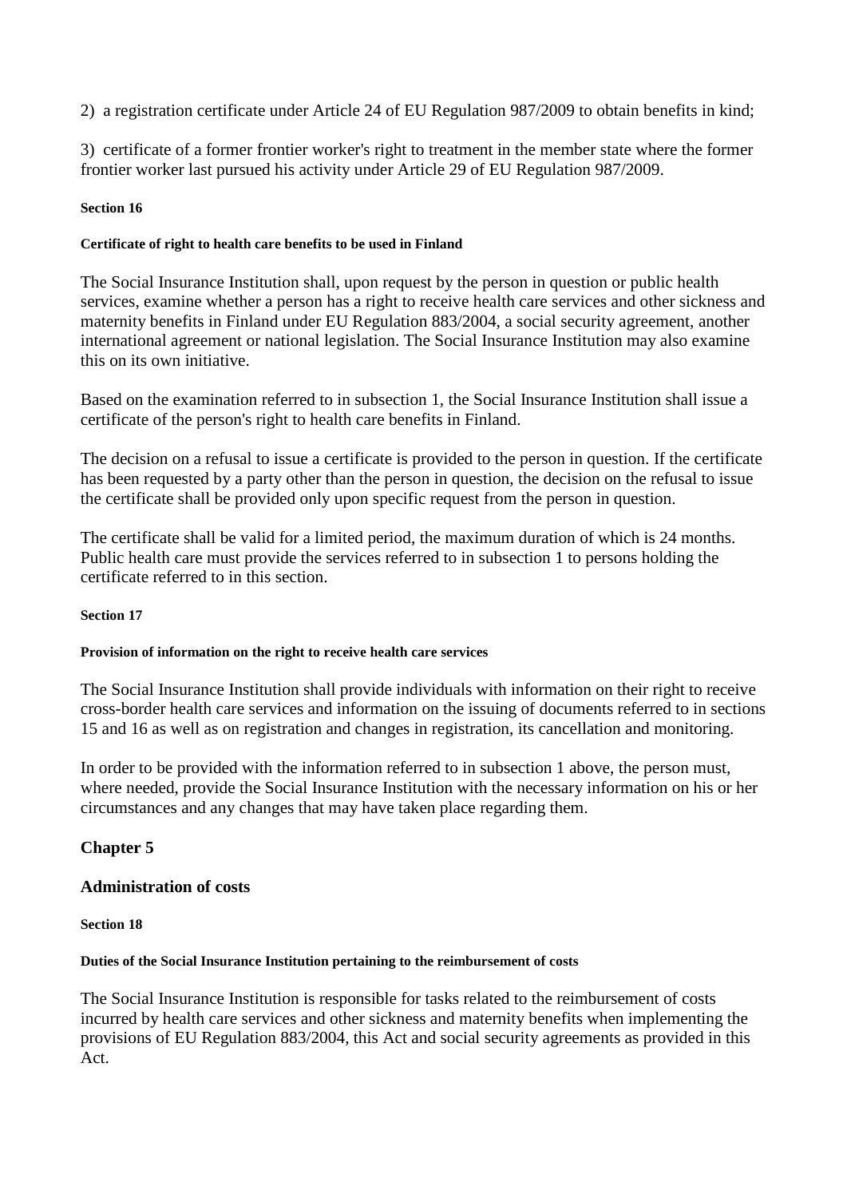2) a registration certificate under Article 24 of EU Regulation 987/2009 to obtain benefits in kind;

3) certificate of a former frontier worker's right to treatment in the member state where the former frontier worker last pursued his activity under Article 29 of EU Regulation 987/2009.

#### Section 16

#### Certificate of right to health care benefits to be used in Finland

The Social Insurance Institution shall, upon request by the person in question or public health services, examine whether a person has a right to receive health care services and other sickness and maternity benefits in Finland under EU Regulation 883/2004, a social security agreement, another international agreement or national legislation. The Social Insurance Institution may also examine this on its own initiative.

Based on the examination referred to in subsection 1, the Social Insurance Institution shall issue a certificate of the person's right to health care benefits in Finland.

The decision on a refusal to issue a certificate is provided to the person in question. If the certificate has been requested by a party other than the person in question, the decision on the refusal to issue the certificate shall be provided only upon specific request from the person in question.

The certificate shall be valid for a limited period, the maximum duration of which is 24 months. Public health care must provide the services referred to in subsection 1 to persons holding the certificate referred to in this section.

#### Section 17

#### Provision of information on the right to receive health care services

The Social Insurance Institution shall provide individuals with information on their right to receive cross-border health care services and information on the issuing of documents referred to in sections 15 and 16 as well as on registration and changes in registration, its cancellation and monitoring.

In order to be provided with the information referred to in subsection 1 above, the person must, where needed, provide the Social Insurance Institution with the necessary information on his or her circumstances and any changes that may have taken place regarding them.

## Chapter 5

## Administration of costs

#### Section 18

#### Duties of the Social Insurance Institution pertaining to the reimbursement of costs

The Social Insurance Institution is responsible for tasks related to the reimbursement of costs incurred by health care services and other sickness and maternity benefits when implementing the provisions of EU Regulation 883/2004, this Act and social security agreements as provided in this Act.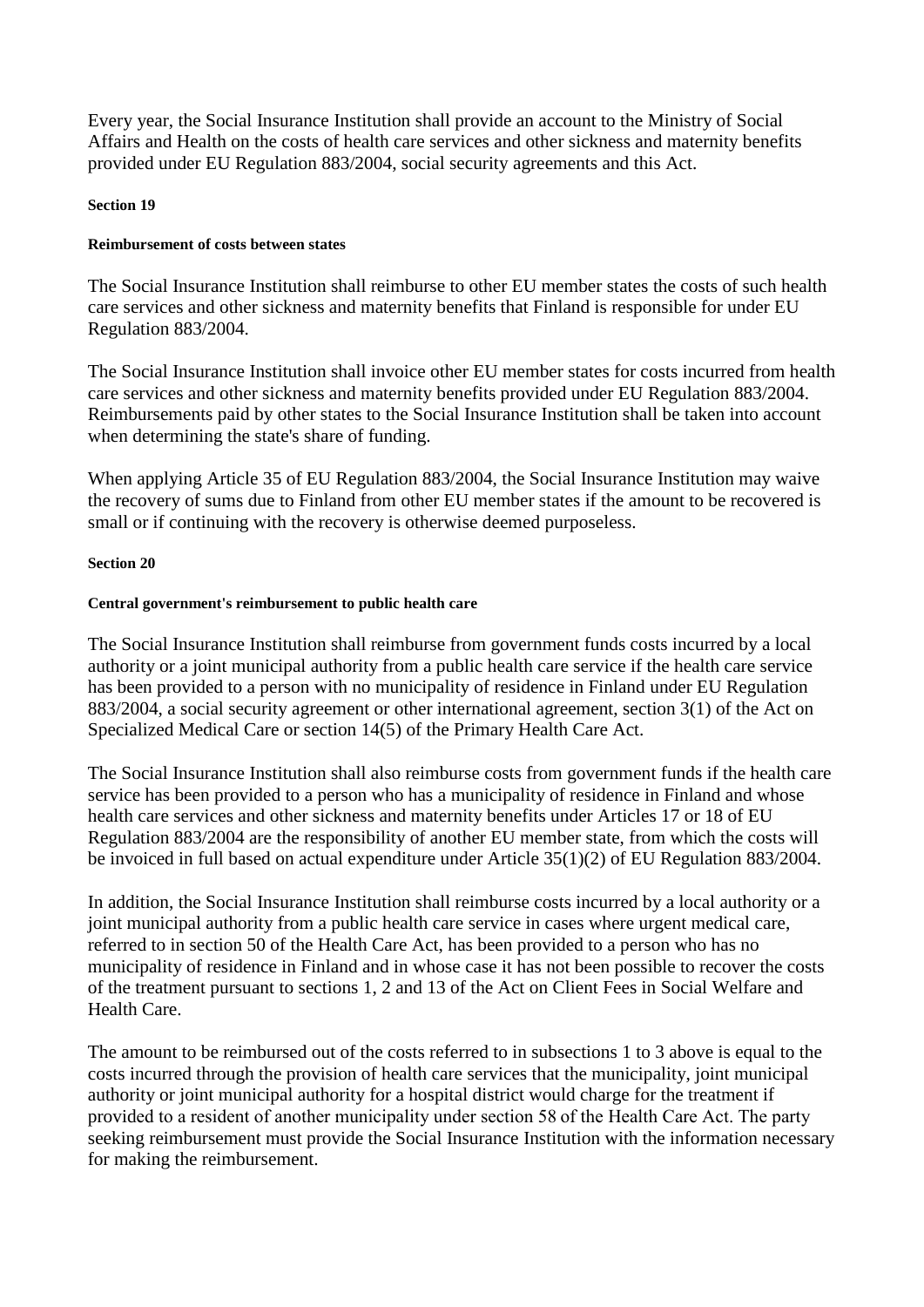Every year, the Social Insurance Institution shall provide an account to the Ministry of Social Affairs and Health on the costs of health care services and other sickness and maternity benefits provided under EU Regulation 883/2004, social security agreements and this Act.

**Section 19**

**Reimbursement of costs between states**

The Social Insurance Institution shall reimburse to other EU member states the costs of such health care services and other sickness and maternity benefits that Finland is responsible for under EU Regulation 883/2004.

The Social Insurance Institution shall invoice other EU member states for costs incurred from health care services and other sickness and maternity benefits provided under EU Regulation 883/2004. Reimbursements paid by other states to the Social Insurance Institution shall be taken into account when determining the state's share of funding.

When applying Article 35 of EU Regulation 883/2004, the Social Insurance Institution may waive the recovery of sums due to Finland from other EU member states if the amount to be recovered is small or if continuing with the recovery is otherwise deemed purposeless.

**Section 20**

**Central government's reimbursement to public health care**

The Social Insurance Institution shall reimburse from government funds costs incurred by a local authority or a joint municipal authority from a public health care service if the health care service has been provided to a person with no municipality of residence in Finland under EU Regulation 883/2004, a social security agreement or other international agreement, section 3(1) of the Act on Specialized Medical Care or section 14(5) of the Primary Health Care Act.

The Social Insurance Institution shall also reimburse costs from government funds if the health care service has been provided to a person who has a municipality of residence in Finland and whose health care services and other sickness and maternity benefits under Articles 17 or 18 of EU Regulation 883/2004 are the responsibility of another EU member state, from which the costs will be invoiced in full based on actual expenditure under Article 35(1)(2) of EU Regulation 883/2004.

In addition, the Social Insurance Institution shall reimburse costs incurred by a local authority or a joint municipal authority from a public health care service in cases where urgent medical care, referred to in section 50 of the Health Care Act, has been provided to a person who has no municipality of residence in Finland and in whose case it has not been possible to recover the costs of the treatment pursuant to sections 1, 2 and 13 of the Act on Client Fees in Social Welfare and Health Care.

The amount to be reimbursed out of the costs referred to in subsections 1 to 3 above is equal to the costs incurred through the provision of health care services that the municipality, joint municipal authority or joint municipal authority for a hospital district would charge for the treatment if provided to a resident of another municipality under section 58 of the Health Care Act. The party seeking reimbursement must provide the Social Insurance Institution with the information necessary for making the reimbursement.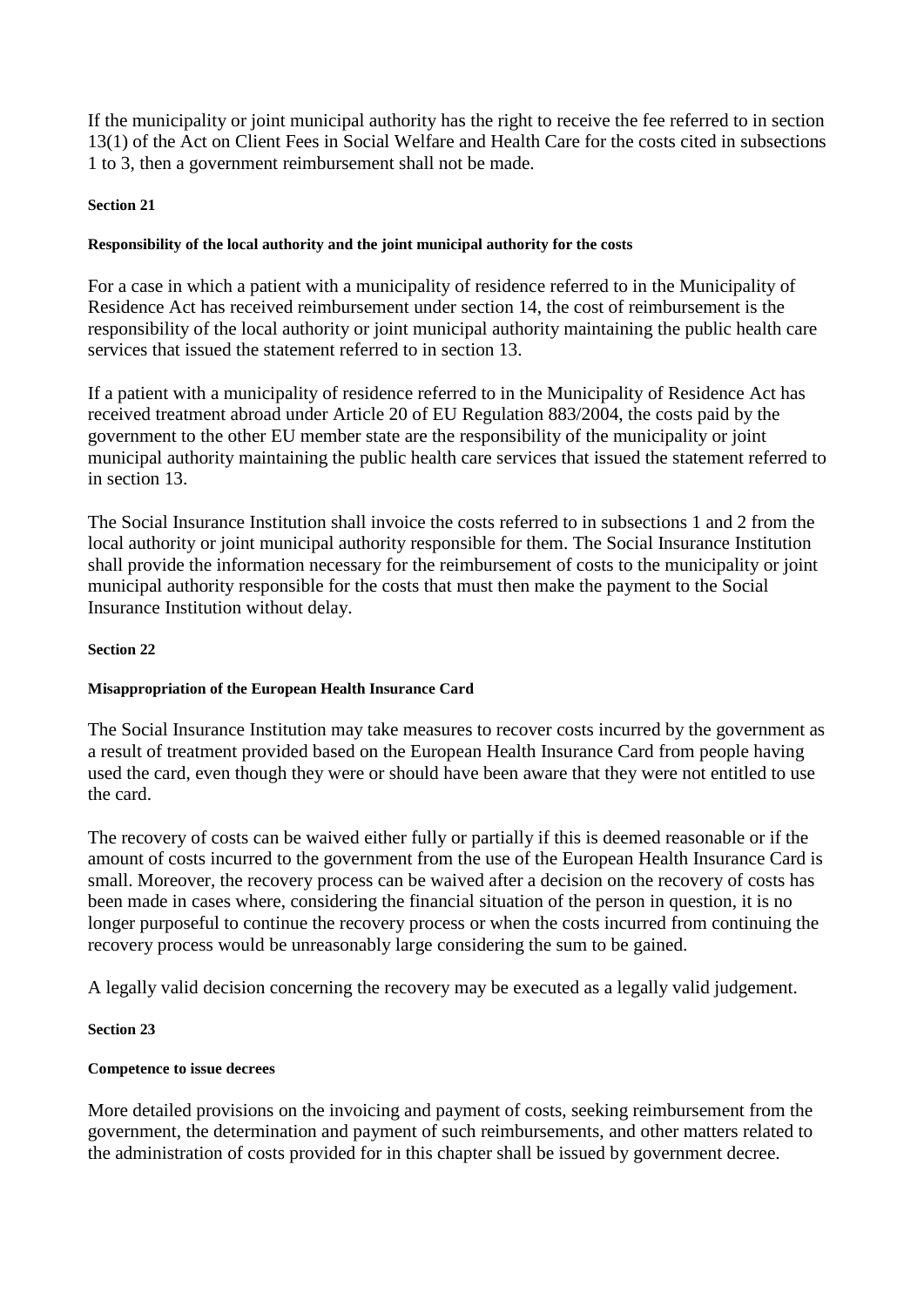If the municipality or joint municipal authority has the right to receive the fee referred to in section 13(1) of the Act on Client Fees in Social Welfare and Health Care for the costs cited in subsections 1 to 3, then a government reimbursement shall not be made.

**Section 21**

**Responsibility of the local authority and the joint municipal authority for the costs**

For a case in which a patient with a municipality of residence referred to in the Municipality of Residence Act has received reimbursement under section 14, the cost of reimbursement is the responsibility of the local authority or joint municipal authority maintaining the public health care services that issued the statement referred to in section 13.

If a patient with a municipality of residence referred to in the Municipality of Residence Act has received treatment abroad under Article 20 of EU Regulation 883/2004, the costs paid by the government to the other EU member state are the responsibility of the municipality or joint municipal authority maintaining the public health care services that issued the statement referred to in section 13.

The Social Insurance Institution shall invoice the costs referred to in subsections 1 and 2 from the local authority or joint municipal authority responsible for them. The Social Insurance Institution shall provide the information necessary for the reimbursement of costs to the municipality or joint municipal authority responsible for the costs that must then make the payment to the Social Insurance Institution without delay.

**Section 22**

**Misappropriation of the European Health Insurance Card**

The Social Insurance Institution may take measures to recover costs incurred by the government as a result of treatment provided based on the European Health Insurance Card from people having used the card, even though they were or should have been aware that they were not entitled to use the card.

The recovery of costs can be waived either fully or partially if this is deemed reasonable or if the amount of costs incurred to the government from the use of the European Health Insurance Card is small. Moreover, the recovery process can be waived after a decision on the recovery of costs has been made in cases where, considering the financial situation of the person in question, it is no longer purposeful to continue the recovery process or when the costs incurred from continuing the recovery process would be unreasonably large considering the sum to be gained.

A legally valid decision concerning the recovery may be executed as a legally valid judgement.

**Section 23**

**Competence to issue decrees**

More detailed provisions on the invoicing and payment of costs, seeking reimbursement from the government, the determination and payment of such reimbursements, and other matters related to the administration of costs provided for in this chapter shall be issued by government decree.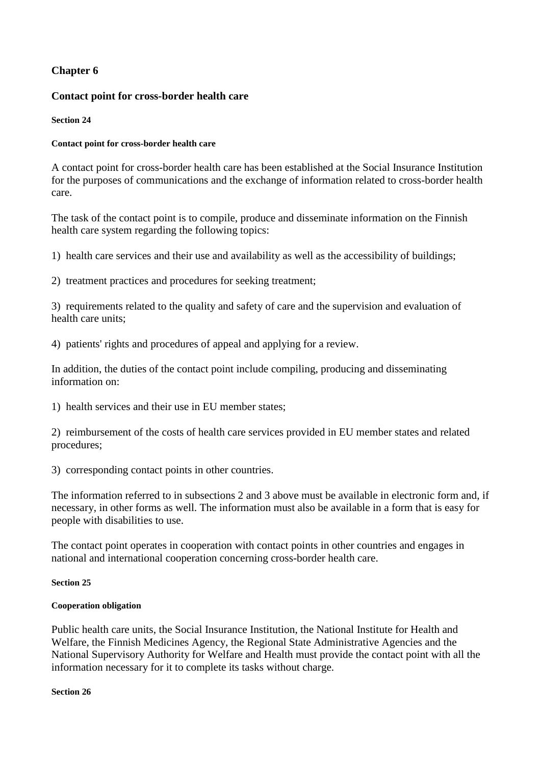## Chapter 6

## Contact point for cross-border health care

#### Section 24

#### Contact point for cross-border health care

A contact point for cross-border health care has been established at the Social Insurance Institution for the purposes of communications and the exchange of information related to cross-border health care.

The task of the contact point is to compile, produce and disseminate information on the Finnish health care system regarding the following topics:

1) health care services and their use and availability as well as the accessibility of buildings;

2) treatment practices and procedures for seeking treatment;

3) requirements related to the quality and safety of care and the supervision and evaluation of health care units;

4) patients' rights and procedures of appeal and applying for a review.

In addition, the duties of the contact point include compiling, producing and disseminating information on:

1) health services and their use in EU member states;

2) reimbursement of the costs of health care services provided in EU member states and related procedures;

3) corresponding contact points in other countries.

The information referred to in subsections 2 and 3 above must be available in electronic form and, if necessary, in other forms as well. The information must also be available in a form that is easy for people with disabilities to use.

The contact point operates in cooperation with contact points in other countries and engages in national and international cooperation concerning cross-border health care.

#### Section 25

#### Cooperation obligation

Public health care units, the Social Insurance Institution, the National Institute for Health and Welfare, the Finnish Medicines Agency, the Regional State Administrative Agencies and the National Supervisory Authority for Welfare and Health must provide the contact point with all the information necessary for it to complete its tasks without charge.

#### Section 26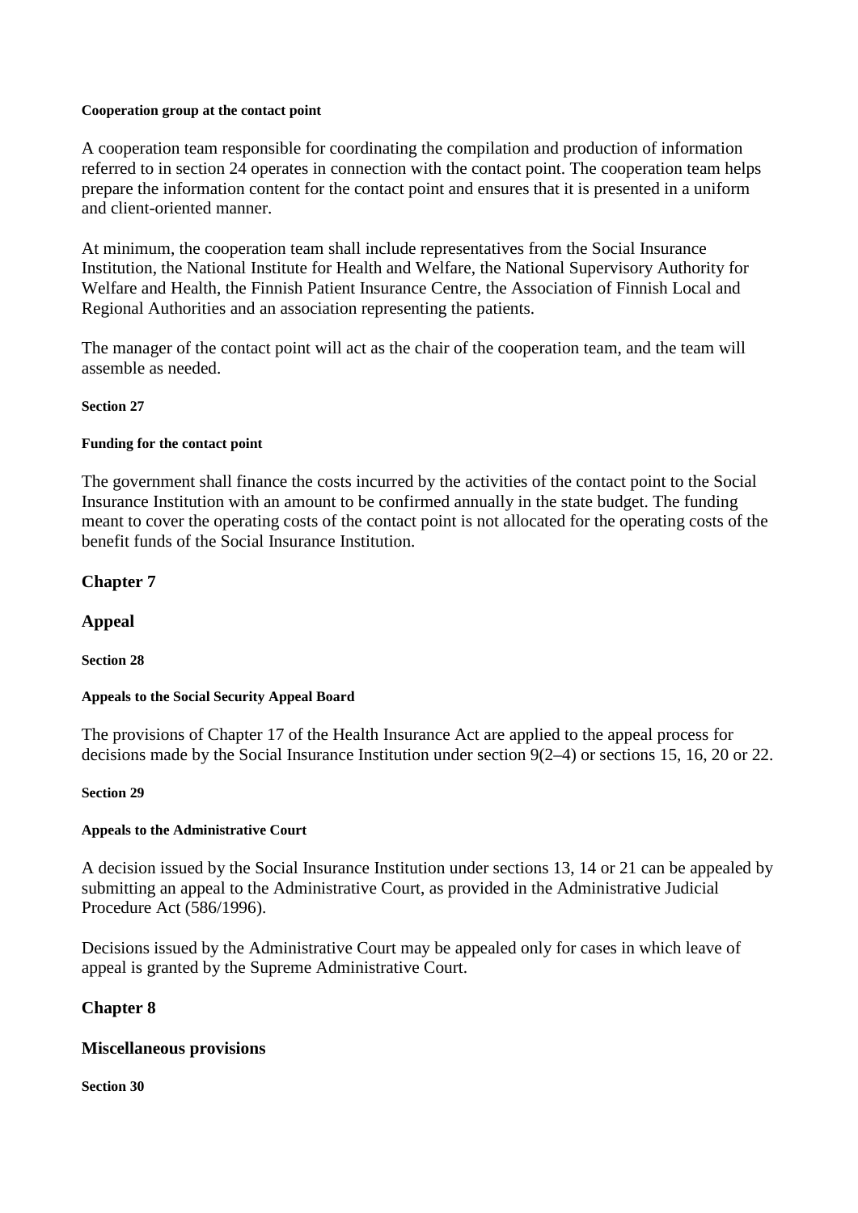#### Cooperation group at the contact point

A cooperation team responsible for coordinating the compilation and production of information referred to in section 24 operates in connection with the contact point. The cooperation team helps prepare the information content for the contact point and ensures that it is presented in a uniform and client-oriented manner.

At minimum, the cooperation team shall include representatives from the Social Insurance Institution, the National Institute for Health and Welfare, the National Supervisory Authority for Welfare and Health, the Finnish Patient Insurance Centre, the Association of Finnish Local and Regional Authorities and an association representing the patients.

The manager of the contact point will act as the chair of the cooperation team, and the team will assemble as needed.

#### Section 27

#### Funding for the contact point

The government shall finance the costs incurred by the activities of the contact point to the Social Insurance Institution with an amount to be confirmed annually in the state budget. The funding meant to cover the operating costs of the contact point is not allocated for the operating costs of the benefit funds of the Social Insurance Institution.

### Chapter 7

### Appeal

#### Section 28

#### Appeals to the Social Security Appeal Board

The provisions of Chapter 17 of the Health Insurance Act are applied to the appeal process for decisions made by the Social Insurance Institution under section 9(2–4) or sections 15, 16, 20 or 22.

#### Section 29

#### Appeals to the Administrative Court

A decision issued by the Social Insurance Institution under sections 13, 14 or 21 can be appealed by submitting an appeal to the Administrative Court, as provided in the Administrative Judicial Procedure Act (586/1996).

Decisions issued by the Administrative Court may be appealed only for cases in which leave of appeal is granted by the Supreme Administrative Court.

### Chapter 8

### Miscellaneous provisions

#### Section 30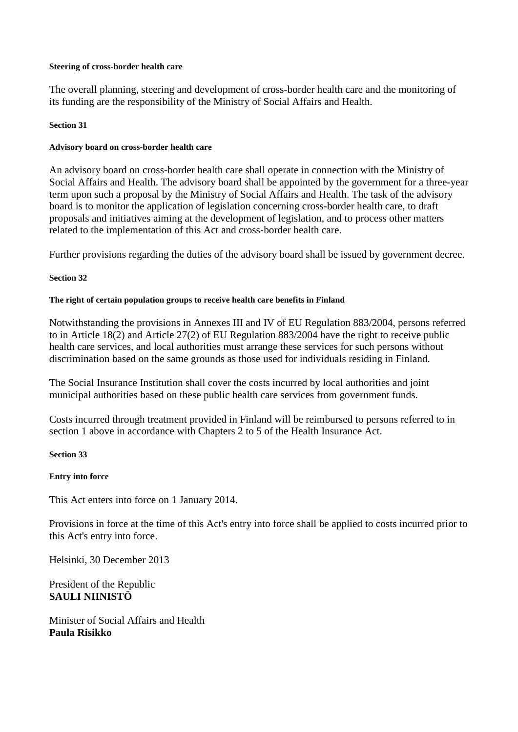**Steering of cross-border health care**

The overall planning, steering and development of cross-border health care and the monitoring of its funding are the responsibility of the Ministry of Social Affairs and Health.

**Section 31**

**Advisory board on cross-border health care**

An advisory board on cross-border health care shall operate in connection with the Ministry of Social Affairs and Health. The advisory board shall be appointed by the government for a three-year term upon such a proposal by the Ministry of Social Affairs and Health. The task of the advisory board is to monitor the application of legislation concerning cross-border health care, to draft proposals and initiatives aiming at the development of legislation, and to process other matters related to the implementation of this Act and cross-border health care.

Further provisions regarding the duties of the advisory board shall be issued by government decree.

**Section 32**

**The right of certain population groups to receive health care benefits in Finland**

Notwithstanding the provisions in Annexes III and IV of EU Regulation 883/2004, persons referred to in Article 18(2) and Article 27(2) of EU Regulation 883/2004 have the right to receive public health care services, and local authorities must arrange these services for such persons without discrimination based on the same grounds as those used for individuals residing in Finland.

The Social Insurance Institution shall cover the costs incurred by local authorities and joint municipal authorities based on these public health care services from government funds.

Costs incurred through treatment provided in Finland will be reimbursed to persons referred to in section 1 above in accordance with Chapters 2 to 5 of the Health Insurance Act.

**Section 33**

**Entry into force**

This Act enters into force on 1 January 2014.

Provisions in force at the time of this Act's entry into force shall be applied to costs incurred prior to this Act's entry into force.

Helsinki, 30 December 2013

President of the Republic
**SAULI NIINISTÖ**

Minister of Social Affairs and Health
**Paula Risikko**